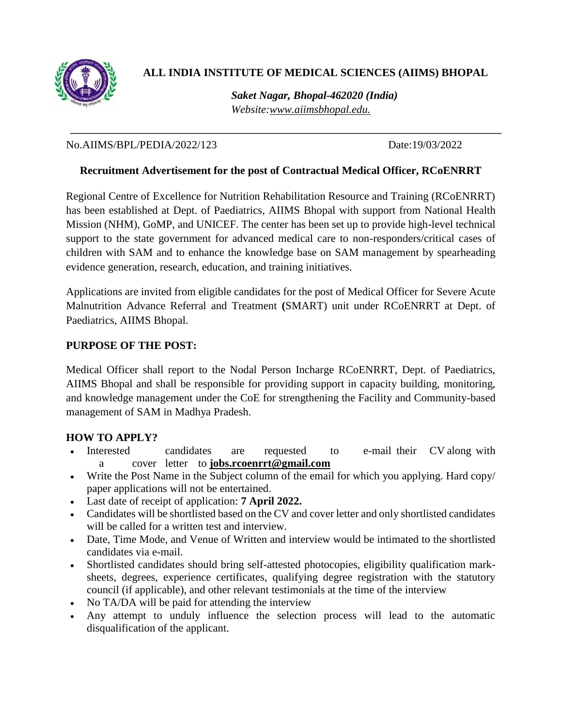# ALL INDIA INSTITUTE OF MEDICAL SCIENCES (AIIMS) BHOPAL

***Saket Nagar, Bhopal-462020 (India)***
*Website:www.aiimsbhopal.edu.*

No.AIIMS/BPL/PEDIA/2022/123 Date:19/03/2022

## Recruitment Advertisement for the post of Contractual Medical Officer, RCoENRRT

Regional Centre of Excellence for Nutrition Rehabilitation Resource and Training (RCoENRRT) has been established at Dept. of Paediatrics, AIIMS Bhopal with support from National Health Mission (NHM), GoMP, and UNICEF. The center has been set up to provide high-level technical support to the state government for advanced medical care to non-responders/critical cases of children with SAM and to enhance the knowledge base on SAM management by spearheading evidence generation, research, education, and training initiatives.

Applications are invited from eligible candidates for the post of Medical Officer for Severe Acute Malnutrition Advance Referral and Treatment **(**SMART) unit under RCoENRRT at Dept. of Paediatrics, AIIMS Bhopal.

### PURPOSE OF THE POST:

Medical Officer shall report to the Nodal Person Incharge RCoENRRT, Dept. of Paediatrics, AIIMS Bhopal and shall be responsible for providing support in capacity building, monitoring, and knowledge management under the CoE for strengthening the Facility and Community-based management of SAM in Madhya Pradesh.

### HOW TO APPLY?

- Interested candidates are requested to e-mail their CV along with a cover letter to **jobs.rcoenrrt@gmail.com**
- Write the Post Name in the Subject column of the email for which you applying. Hard copy/ paper applications will not be entertained.
- Last date of receipt of application: **7 April 2022.**
- Candidates will be shortlisted based on the CV and cover letter and only shortlisted candidates will be called for a written test and interview.
- Date, Time Mode, and Venue of Written and interview would be intimated to the shortlisted candidates via e-mail.
- Shortlisted candidates should bring self-attested photocopies, eligibility qualification mark-sheets, degrees, experience certificates, qualifying degree registration with the statutory council (if applicable), and other relevant testimonials at the time of the interview
- No TA/DA will be paid for attending the interview
- Any attempt to unduly influence the selection process will lead to the automatic disqualification of the applicant.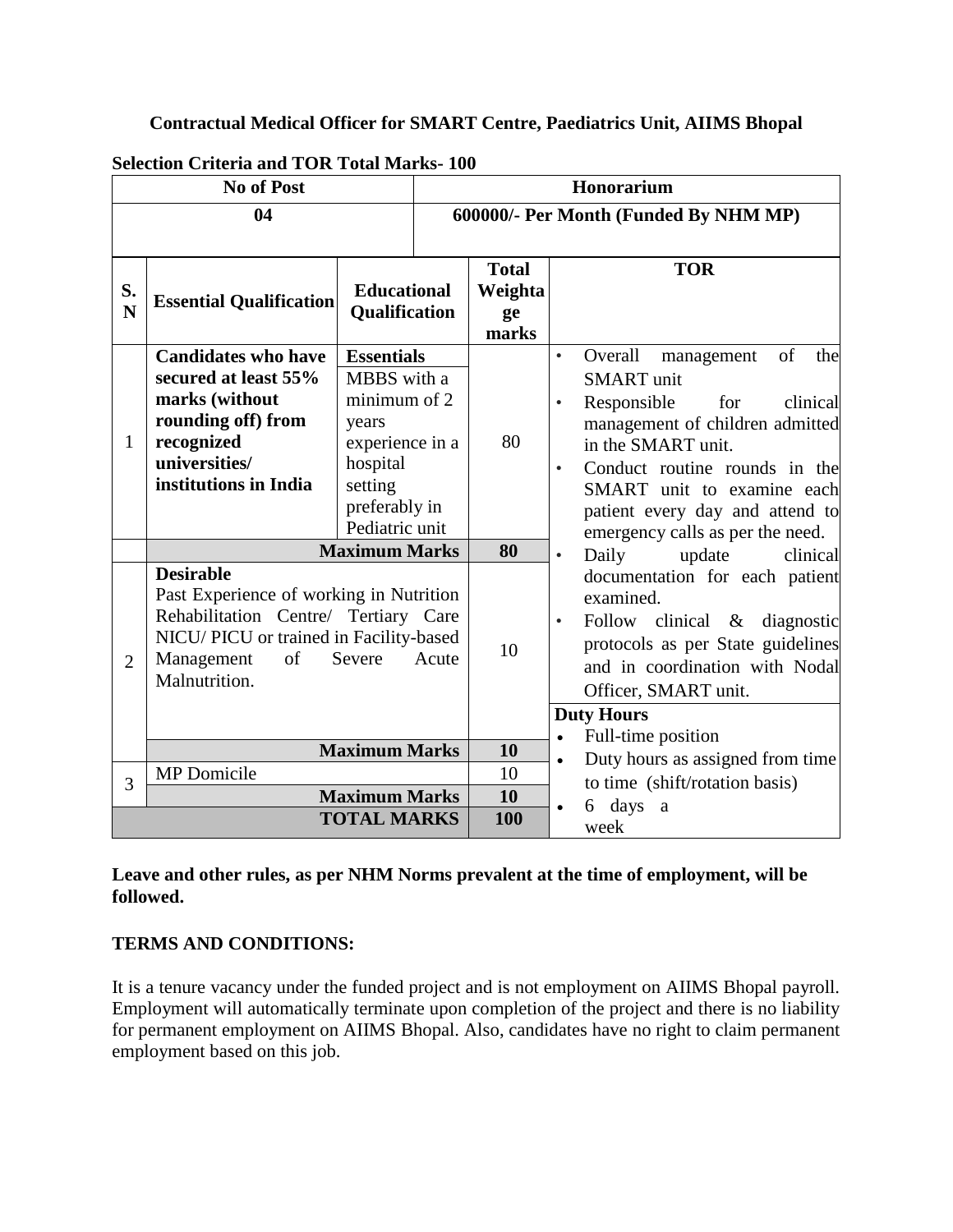**Contractual Medical Officer for SMART Centre, Paediatrics Unit, AIIMS Bhopal**

**Selection Criteria and TOR Total Marks- 100**

| No of Post | Honorarium |
|---|---|
| **04** | **600000/- Per Month (Funded By NHM MP)** |

| S. N | Essential Qualification | Educational Qualification | Total Weightage marks | TOR |
|---|---|---|---|---|
| 1 | **Candidates who have secured at least 55% marks (without rounding off) from recognized universities/ institutions in India** | **Essentials** MBBS with a minimum of 2 years experience in a hospital setting preferably in Pediatric unit | 80 | • Overall management of the SMART unit<br>• Responsible for clinical management of children admitted in the SMART unit.<br>• Conduct routine rounds in the SMART unit to examine each patient every day and attend to emergency calls as per the need.<br>• Daily update clinical documentation for each patient examined.<br>• Follow clinical & diagnostic protocols as per State guidelines and in coordination with Nodal Officer, SMART unit. |
| | | **Maximum Marks** | **80** | |
| 2 | **Desirable** Past Experience of working in Nutrition Rehabilitation Centre/ Tertiary Care NICU/ PICU or trained in Facility-based Management of Severe Acute Malnutrition. | | 10 | **Duty Hours**<br>• Full-time position<br>• Duty hours as assigned from time to time (shift/rotation basis)<br>• 6 days a week |
| | | **Maximum Marks** | **10** | |
| 3 | MP Domicile | | 10 | |
| | | **Maximum Marks** | **10** | |
| | | **TOTAL MARKS** | **100** | |

**Leave and other rules, as per NHM Norms prevalent at the time of employment, will be followed.**

**TERMS AND CONDITIONS:**

It is a tenure vacancy under the funded project and is not employment on AIIMS Bhopal payroll. Employment will automatically terminate upon completion of the project and there is no liability for permanent employment on AIIMS Bhopal. Also, candidates have no right to claim permanent employment based on this job.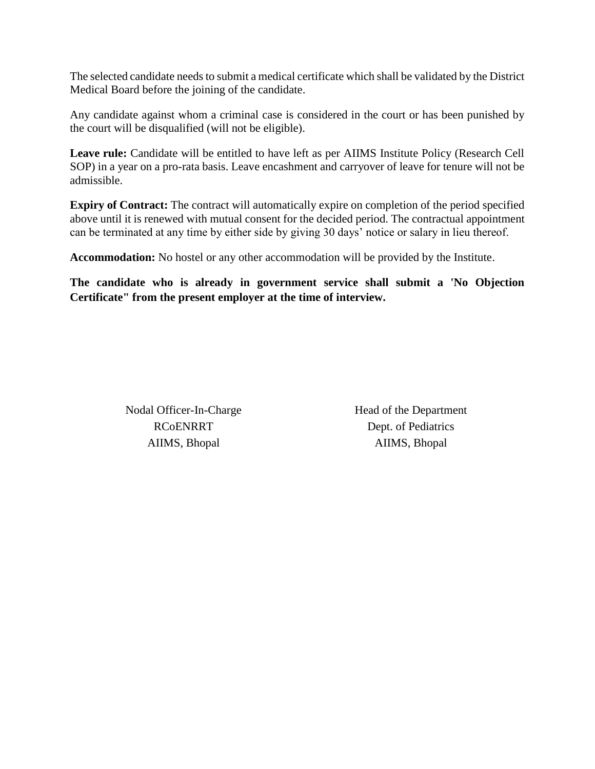The selected candidate needs to submit a medical certificate which shall be validated by the District Medical Board before the joining of the candidate.

Any candidate against whom a criminal case is considered in the court or has been punished by the court will be disqualified (will not be eligible).

**Leave rule:** Candidate will be entitled to have left as per AIIMS Institute Policy (Research Cell SOP) in a year on a pro-rata basis. Leave encashment and carryover of leave for tenure will not be admissible.

**Expiry of Contract:** The contract will automatically expire on completion of the period specified above until it is renewed with mutual consent for the decided period. The contractual appointment can be terminated at any time by either side by giving 30 days' notice or salary in lieu thereof.

**Accommodation:** No hostel or any other accommodation will be provided by the Institute.

**The candidate who is already in government service shall submit a 'No Objection Certificate" from the present employer at the time of interview.**

Nodal Officer-In-Charge
RCoENRRT
AIIMS, Bhopal

Head of the Department
Dept. of Pediatrics
AIIMS, Bhopal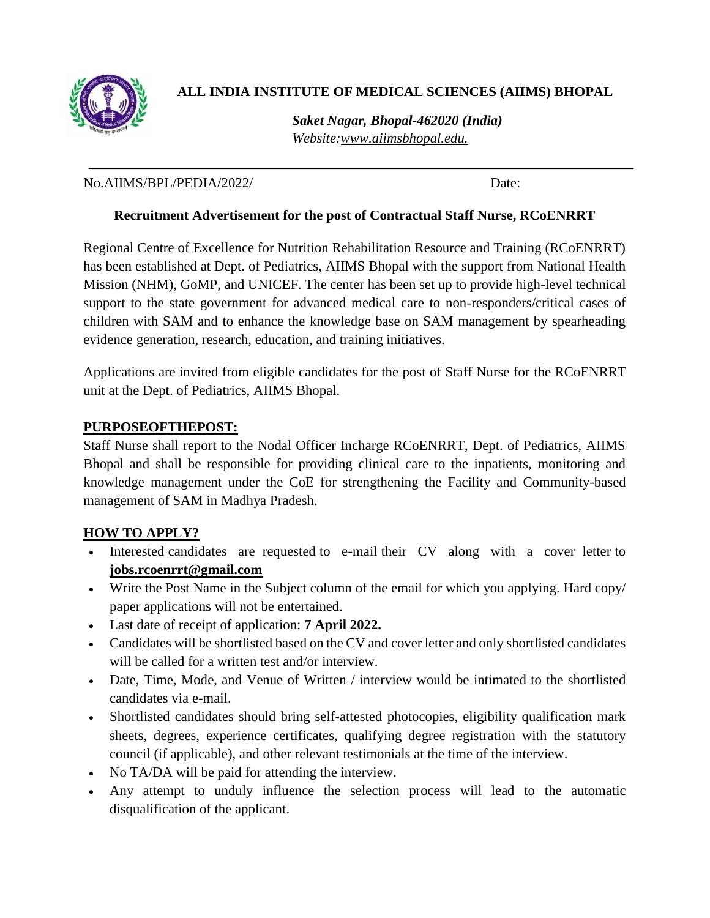# ALL INDIA INSTITUTE OF MEDICAL SCIENCES (AIIMS) BHOPAL

***Saket Nagar, Bhopal-462020 (India)***
*Website:www.aiimsbhopal.edu.*

No.AIIMS/BPL/PEDIA/2022/ Date:

## Recruitment Advertisement for the post of Contractual Staff Nurse, RCoENRRT

Regional Centre of Excellence for Nutrition Rehabilitation Resource and Training (RCoENRRT) has been established at Dept. of Pediatrics, AIIMS Bhopal with the support from National Health Mission (NHM), GoMP, and UNICEF. The center has been set up to provide high-level technical support to the state government for advanced medical care to non-responders/critical cases of children with SAM and to enhance the knowledge base on SAM management by spearheading evidence generation, research, education, and training initiatives.

Applications are invited from eligible candidates for the post of Staff Nurse for the RCoENRRT unit at the Dept. of Pediatrics, AIIMS Bhopal.

### PURPOSEOFTHEPOST:

Staff Nurse shall report to the Nodal Officer Incharge RCoENRRT, Dept. of Pediatrics, AIIMS Bhopal and shall be responsible for providing clinical care to the inpatients, monitoring and knowledge management under the CoE for strengthening the Facility and Community-based management of SAM in Madhya Pradesh.

### HOW TO APPLY?

- Interested candidates are requested to e-mail their CV along with a cover letter to **jobs.rcoenrrt@gmail.com**
- Write the Post Name in the Subject column of the email for which you applying. Hard copy/ paper applications will not be entertained.
- Last date of receipt of application: **7 April 2022.**
- Candidates will be shortlisted based on the CV and cover letter and only shortlisted candidates will be called for a written test and/or interview.
- Date, Time, Mode, and Venue of Written / interview would be intimated to the shortlisted candidates via e-mail.
- Shortlisted candidates should bring self-attested photocopies, eligibility qualification mark sheets, degrees, experience certificates, qualifying degree registration with the statutory council (if applicable), and other relevant testimonials at the time of the interview.
- No TA/DA will be paid for attending the interview.
- Any attempt to unduly influence the selection process will lead to the automatic disqualification of the applicant.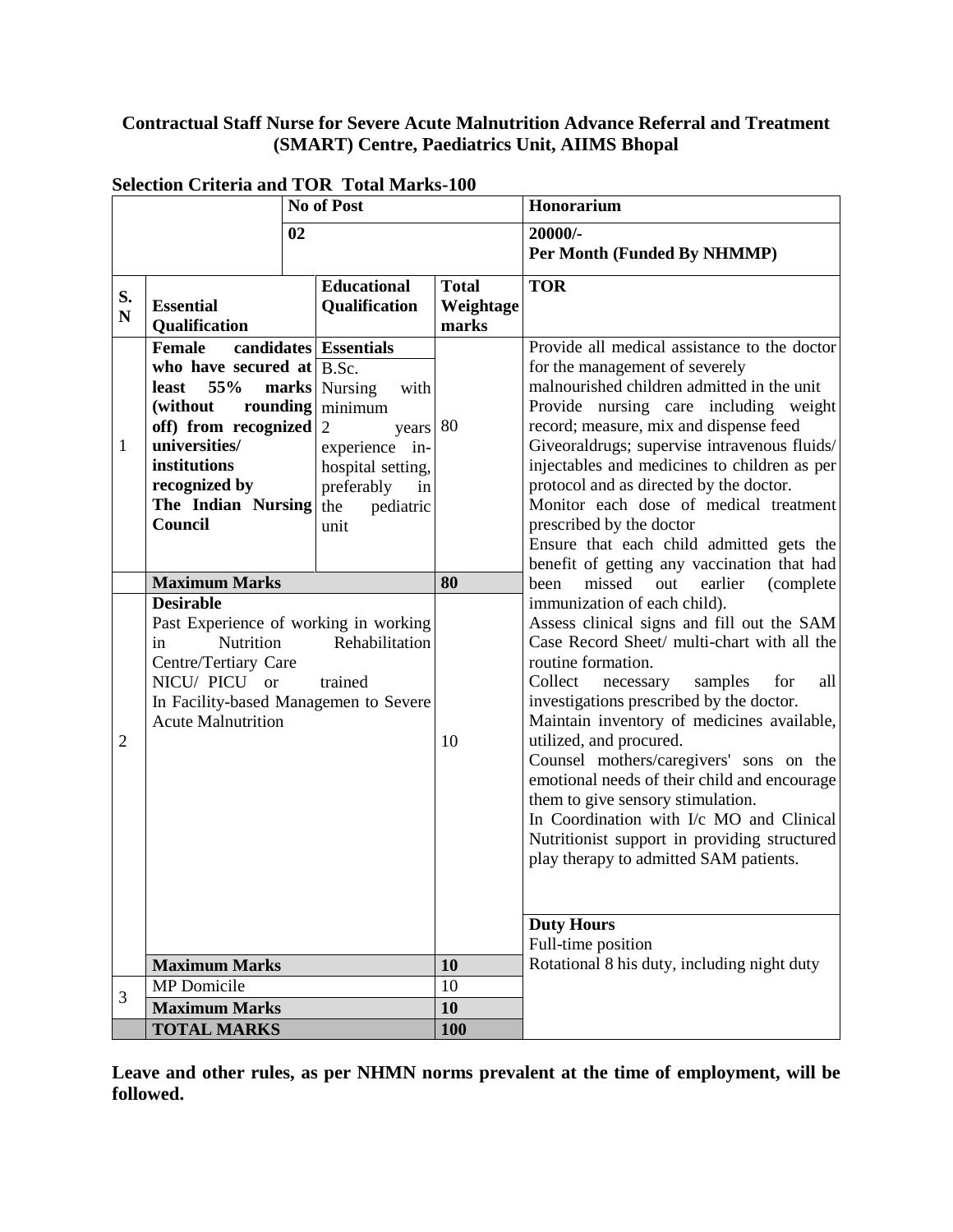**Contractual Staff Nurse for Severe Acute Malnutrition Advance Referral and Treatment (SMART) Centre, Paediatrics Unit, AIIMS Bhopal**

**Selection Criteria and TOR Total Marks-100**

| | | No of Post | | Honorarium |
|---|---|---|---|---|
| | | 02 | | 20000/- Per Month (Funded By NHMMP) |
| **S. N** | **Essential Qualification** | **Educational Qualification** | **Total Weightage marks** | **TOR** |
| 1 | **Female candidates who have secured at least 55% marks (without rounding off) from recognized universities/ institutions recognized by The Indian Nursing Council** | **Essentials** B.Sc. Nursing with minimum 2 years experience in-hospital setting, preferably in the pediatric unit | 80 | Provide all medical assistance to the doctor for the management of severely malnourished children admitted in the unit<br>Provide nursing care including weight record; measure, mix and dispense feed<br>Giveoraldrugs; supervise intravenous fluids/ injectables and medicines to children as per protocol and as directed by the doctor.<br>Monitor each dose of medical treatment prescribed by the doctor<br>Ensure that each child admitted gets the benefit of getting any vaccination that had been missed out earlier (complete immunization of each child).<br>Assess clinical signs and fill out the SAM Case Record Sheet/ multi-chart with all the routine formation.<br>Collect necessary samples for all investigations prescribed by the doctor.<br>Maintain inventory of medicines available, utilized, and procured.<br>Counsel mothers/caregivers' sons on the emotional needs of their child and encourage them to give sensory stimulation.<br>In Coordination with I/c MO and Clinical Nutritionist support in providing structured play therapy to admitted SAM patients. |
| | **Maximum Marks** | | **80** | |
| 2 | **Desirable**<br>Past Experience of working in working in Nutrition Rehabilitation Centre/Tertiary Care NICU/ PICU or trained In Facility-based Managemen to Severe Acute Malnutrition | | 10 | **Duty Hours**<br>Full-time position<br>Rotational 8 his duty, including night duty |
| | **Maximum Marks** | | **10** | |
| 3 | MP Domicile | | 10 | |
| | **Maximum Marks** | | **10** | |
| | **TOTAL MARKS** | | **100** | |

**Leave and other rules, as per NHMN norms prevalent at the time of employment, will be followed.**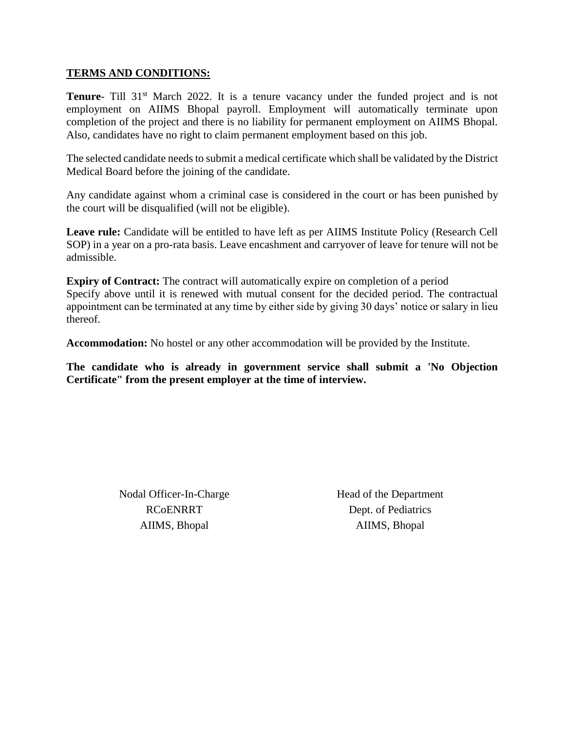**TERMS AND CONDITIONS:**

**Tenure**- Till 31st March 2022. It is a tenure vacancy under the funded project and is not employment on AIIMS Bhopal payroll. Employment will automatically terminate upon completion of the project and there is no liability for permanent employment on AIIMS Bhopal. Also, candidates have no right to claim permanent employment based on this job.

The selected candidate needs to submit a medical certificate which shall be validated by the District Medical Board before the joining of the candidate.

Any candidate against whom a criminal case is considered in the court or has been punished by the court will be disqualified (will not be eligible).

**Leave rule:** Candidate will be entitled to have left as per AIIMS Institute Policy (Research Cell SOP) in a year on a pro-rata basis. Leave encashment and carryover of leave for tenure will not be admissible.

**Expiry of Contract:** The contract will automatically expire on completion of a period Specify above until it is renewed with mutual consent for the decided period. The contractual appointment can be terminated at any time by either side by giving 30 days' notice or salary in lieu thereof.

**Accommodation:** No hostel or any other accommodation will be provided by the Institute.

**The candidate who is already in government service shall submit a 'No Objection Certificate" from the present employer at the time of interview.**

Nodal Officer-In-Charge
RCoENRRT
AIIMS, Bhopal

Head of the Department
Dept. of Pediatrics
AIIMS, Bhopal